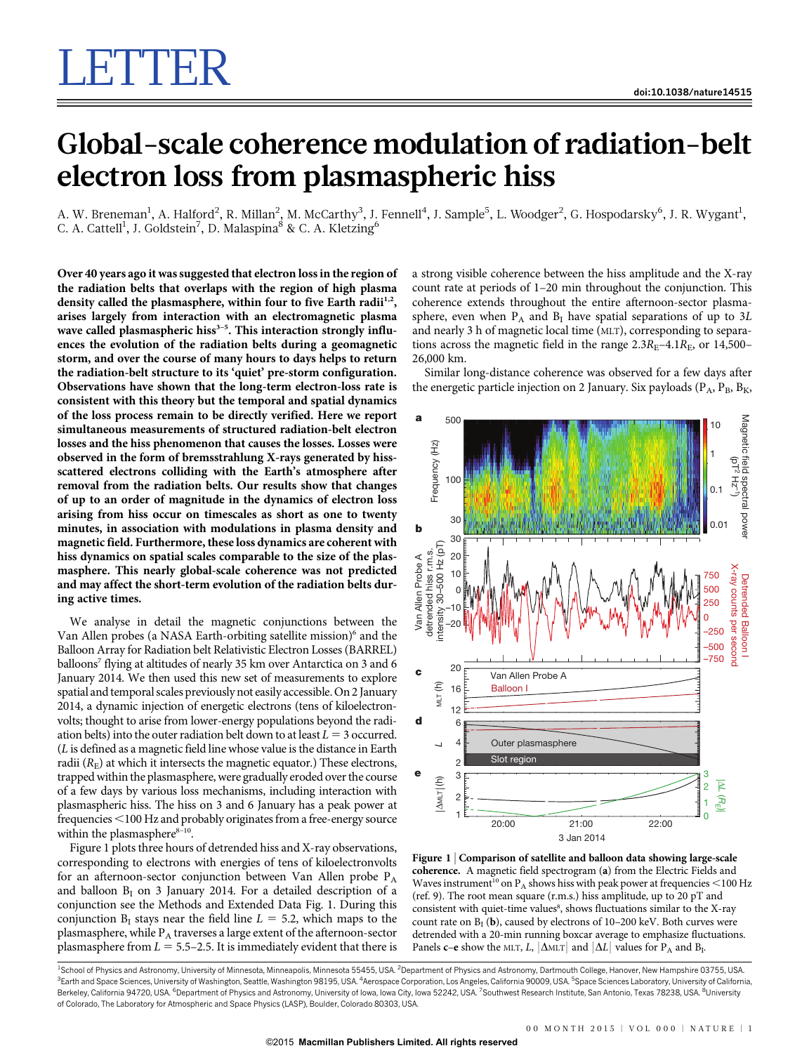# LETTER

doi:10.1038/nature14515

# Global-scale coherence modulation of radiation-belt electron loss from plasmaspheric hiss

A. W. Breneman[1], A. Halford[2], R. Millan[2], M. McCarthy[3], J. Fennell[4], J. Sample[5], L. Woodger[2], G. Hospodarsky[6], J. R. Wygant[1], C. A. Cattell[1], J. Goldstein[7], D. Malaspina[8] & C. A. Kletzing[6]

**Over 40 years ago it was suggested that electron loss in the region of the radiation belts that overlaps with the region of high plasma density called the plasmasphere, within four to five Earth radii[1,2], arises largely from interaction with an electromagnetic plasma wave called plasmaspheric hiss[3–5]. This interaction strongly influences the evolution of the radiation belts during a geomagnetic storm, and over the course of many hours to days helps to return the radiation-belt structure to its 'quiet' pre-storm configuration. Observations have shown that the long-term electron-loss rate is consistent with this theory but the temporal and spatial dynamics of the loss process remain to be directly verified. Here we report simultaneous measurements of structured radiation-belt electron losses and the hiss phenomenon that causes the losses. Losses were observed in the form of bremsstrahlung X-rays generated by hiss-scattered electrons colliding with the Earth's atmosphere after removal from the radiation belts. Our results show that changes of up to an order of magnitude in the dynamics of electron loss arising from hiss occur on timescales as short as one to twenty minutes, in association with modulations in plasma density and magnetic field. Furthermore, these loss dynamics are coherent with hiss dynamics on spatial scales comparable to the size of the plasmasphere. This nearly global-scale coherence was not predicted and may affect the short-term evolution of the radiation belts during active times.**

We analyse in detail the magnetic conjunctions between the Van Allen probes (a NASA Earth-orbiting satellite mission)[6] and the Balloon Array for Radiation belt Relativistic Electron Losses (BARREL) balloons[7] flying at altitudes of nearly 35 km over Antarctica on 3 and 6 January 2014. We then used this new set of measurements to explore spatial and temporal scales previously not easily accessible. On 2 January 2014, a dynamic injection of energetic electrons (tens of kiloelectronvolts; thought to arise from lower-energy populations beyond the radiation belts) into the outer radiation belt down to at least $L = 3$ occurred. ($L$ is defined as a magnetic field line whose value is the distance in Earth radii ($R_E$) at which it intersects the magnetic equator.) These electrons, trapped within the plasmasphere, were gradually eroded over the course of a few days by various loss mechanisms, including interaction with plasmaspheric hiss. The hiss on 3 and 6 January has a peak power at frequencies <100 Hz and probably originates from a free-energy source within the plasmasphere[8–10].

Figure 1 plots three hours of detrended hiss and X-ray observations, corresponding to electrons with energies of tens of kiloelectronvolts for an afternoon-sector conjunction between Van Allen probe $P_A$ and balloon $B_I$ on 3 January 2014. For a detailed description of a conjunction see the Methods and Extended Data Fig. 1. During this conjunction $B_I$ stays near the field line $L = 5.2$, which maps to the plasmasphere, while $P_A$ traverses a large extent of the afternoon-sector plasmasphere from $L = 5.5$–$2.5$. It is immediately evident that there is a strong visible coherence between the hiss amplitude and the X-ray count rate at periods of 1–20 min throughout the conjunction. This coherence extends throughout the entire afternoon-sector plasmasphere, even when $P_A$ and $B_I$ have spatial separations of up to $3L$ and nearly 3 h of magnetic local time (MLT), corresponding to separations across the magnetic field in the range $2.3R_E$–$4.1R_E$, or 14,500–26,000 km.

Similar long-distance coherence was observed for a few days after the energetic particle injection on 2 January. Six payloads ($P_A$, $P_B$, $B_K$,

**Figure 1 | Comparison of satellite and balloon data showing large-scale coherence.** A magnetic field spectrogram (**a**) from the Electric Fields and Waves instrument[10] on $P_A$ shows hiss with peak power at frequencies <100 Hz (ref. 9). The root mean square (r.m.s.) hiss amplitude, up to 20 pT and consistent with quiet-time values[8], shows fluctuations similar to the X-ray count rate on $B_I$ (**b**), caused by electrons of 10–200 keV. Both curves were detrended with a 20-min running boxcar average to emphasize fluctuations. Panels **c**–**e** show the MLT, $L$, $|\Delta\text{MLT}|$ and $|\Delta L|$ values for $P_A$ and $B_I$.

[1]School of Physics and Astronomy, University of Minnesota, Minneapolis, Minnesota 55455, USA. [2]Department of Physics and Astronomy, Dartmouth College, Hanover, New Hampshire 03755, USA. [3]Earth and Space Sciences, University of Washington, Seattle, Washington 98195, USA. [4]Aerospace Corporation, Los Angeles, California 90009, USA. [5]Space Sciences Laboratory, University of California, Berkeley, California 94720, USA. [6]Department of Physics and Astronomy, University of Iowa, Iowa City, Iowa 52242, USA. [7]Southwest Research Institute, San Antonio, Texas 78238, USA. [8]University of Colorado, The Laboratory for Atmospheric and Space Physics (LASP), Boulder, Colorado 80303, USA.

©2015 Macmillan Publishers Limited. All rights reserved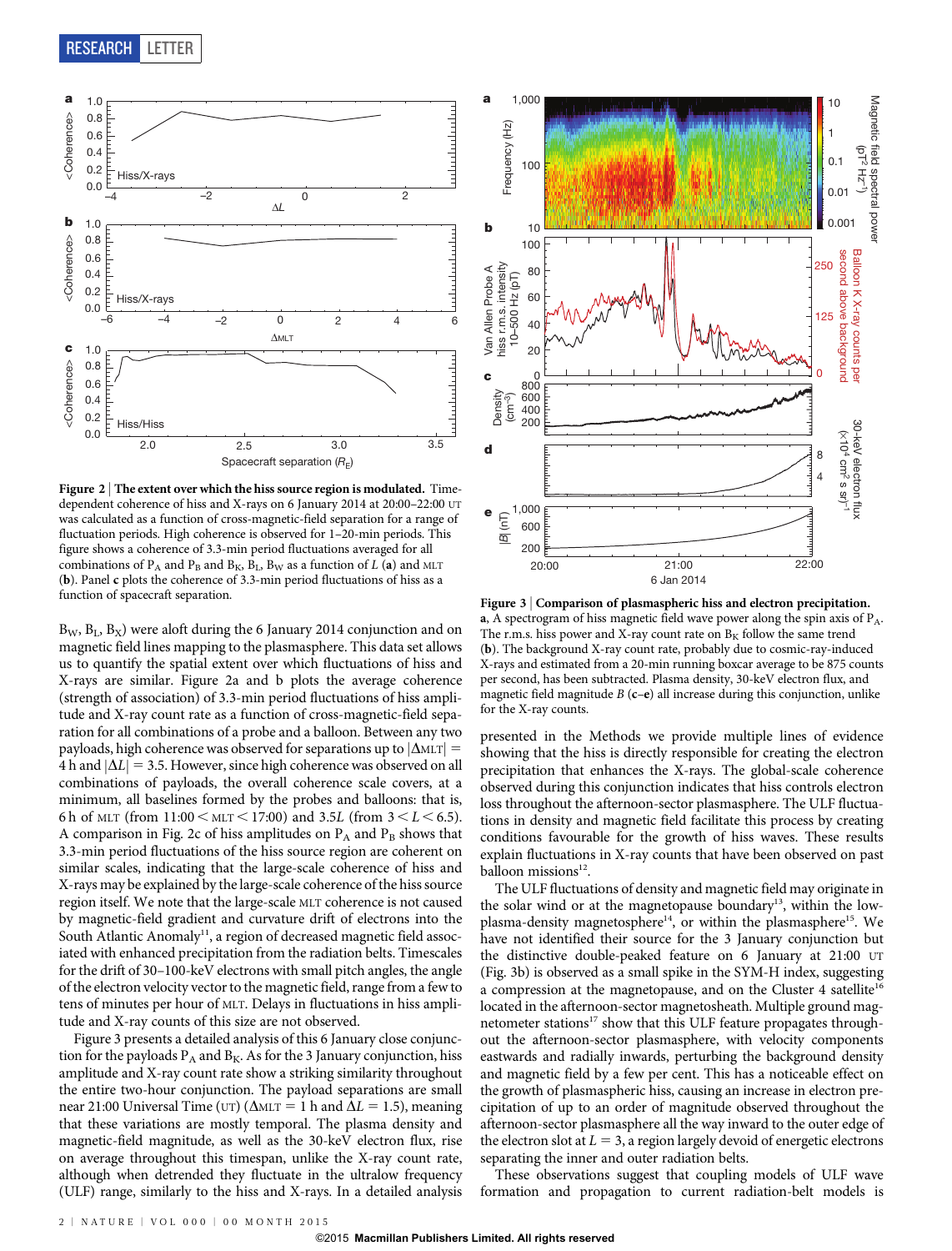**Figure 2 | The extent over which the hiss source region is modulated.** Time-dependent coherence of hiss and X-rays on 6 January 2014 at 20:00–22:00 UT was calculated as a function of cross-magnetic-field separation for a range of fluctuation periods. High coherence is observed for 1–20-min periods. This figure shows a coherence of 3.3-min period fluctuations averaged for all combinations of $P_A$ and $P_B$ and $B_K$, $B_L$, $B_W$ as a function of $L$ (**a**) and MLT (**b**). Panel **c** plots the coherence of 3.3-min period fluctuations of hiss as a function of spacecraft separation.

**Figure 3 | Comparison of plasmaspheric hiss and electron precipitation.** **a**, A spectrogram of hiss magnetic field wave power along the spin axis of $P_A$. The r.m.s. hiss power and X-ray count rate on $B_K$ follow the same trend (**b**). The background X-ray count rate, probably due to cosmic-ray-induced X-rays and estimated from a 20-min running boxcar average to be 875 counts per second, has been subtracted. Plasma density, 30-keV electron flux, and magnetic field magnitude $B$ (**c**–**e**) all increase during this conjunction, unlike for the X-ray counts.

$B_W$, $B_L$, $B_X$) were aloft during the 6 January 2014 conjunction and on magnetic field lines mapping to the plasmasphere. This data set allows us to quantify the spatial extent over which fluctuations of hiss and X-rays are similar. Figure 2a and b plots the average coherence (strength of association) of 3.3-min period fluctuations of hiss amplitude and X-ray count rate as a function of cross-magnetic-field separation for all combinations of a probe and a balloon. Between any two payloads, high coherence was observed for separations up to $|\Delta\text{MLT}| = 4$ h and $|\Delta L| = 3.5$. However, since high coherence was observed on all combinations of payloads, the overall coherence scale covers, at a minimum, all baselines formed by the probes and balloons: that is, 6 h of MLT (from $11{:}00 < \text{MLT} < 17{:}00$) and 3.5$L$ (from $3 < L < 6.5$). A comparison in Fig. 2c of hiss amplitudes on $P_A$ and $P_B$ shows that 3.3-min period fluctuations of the hiss source region are coherent on similar scales, indicating that the large-scale coherence of hiss and X-rays may be explained by the large-scale coherence of the hiss source region itself. We note that the large-scale MLT coherence is not caused by magnetic-field gradient and curvature drift of electrons into the South Atlantic Anomaly[11], a region of decreased magnetic field associated with enhanced precipitation from the radiation belts. Timescales for the drift of 30–100-keV electrons with small pitch angles, the angle of the electron velocity vector to the magnetic field, range from a few to tens of minutes per hour of MLT. Delays in fluctuations in hiss amplitude and X-ray counts of this size are not observed.

Figure 3 presents a detailed analysis of this 6 January close conjunction for the payloads $P_A$ and $B_K$. As for the 3 January conjunction, hiss amplitude and X-ray count rate show a striking similarity throughout the entire two-hour conjunction. The payload separations are small near 21:00 Universal Time (UT) ($\Delta\text{MLT} = 1$ h and $\Delta L = 1.5$), meaning that these variations are mostly temporal. The plasma density and magnetic-field magnitude, as well as the 30-keV electron flux, rise on average throughout this timespan, unlike the X-ray count rate, although when detrended they fluctuate in the ultralow frequency (ULF) range, similarly to the hiss and X-rays. In a detailed analysis presented in the Methods we provide multiple lines of evidence showing that the hiss is directly responsible for creating the electron precipitation that enhances the X-rays. The global-scale coherence observed during this conjunction indicates that hiss controls electron loss throughout the afternoon-sector plasmasphere. The ULF fluctuations in density and magnetic field facilitate this process by creating conditions favourable for the growth of hiss waves. These results explain fluctuations in X-ray counts that have been observed on past balloon missions[12].

The ULF fluctuations of density and magnetic field may originate in the solar wind or at the magnetopause boundary[13], within the low-plasma-density magnetosphere[14], or within the plasmasphere[15]. We have not identified their source for the 3 January conjunction but the distinctive double-peaked feature on 6 January at 21:00 UT (Fig. 3b) is observed as a small spike in the SYM-H index, suggesting a compression at the magnetopause, and on the Cluster 4 satellite[16] located in the afternoon-sector magnetosheath. Multiple ground magnetometer stations[17] show that this ULF feature propagates throughout the afternoon-sector plasmasphere, with velocity components eastwards and radially inwards, perturbing the background density and magnetic field by a few per cent. This has a noticeable effect on the growth of plasmaspheric hiss, causing an increase in electron precipitation of up to an order of magnitude observed throughout the afternoon-sector plasmasphere all the way inward to the outer edge of the electron slot at $L = 3$, a region largely devoid of energetic electrons separating the inner and outer radiation belts.

These observations suggest that coupling models of ULF wave formation and propagation to current radiation-belt models is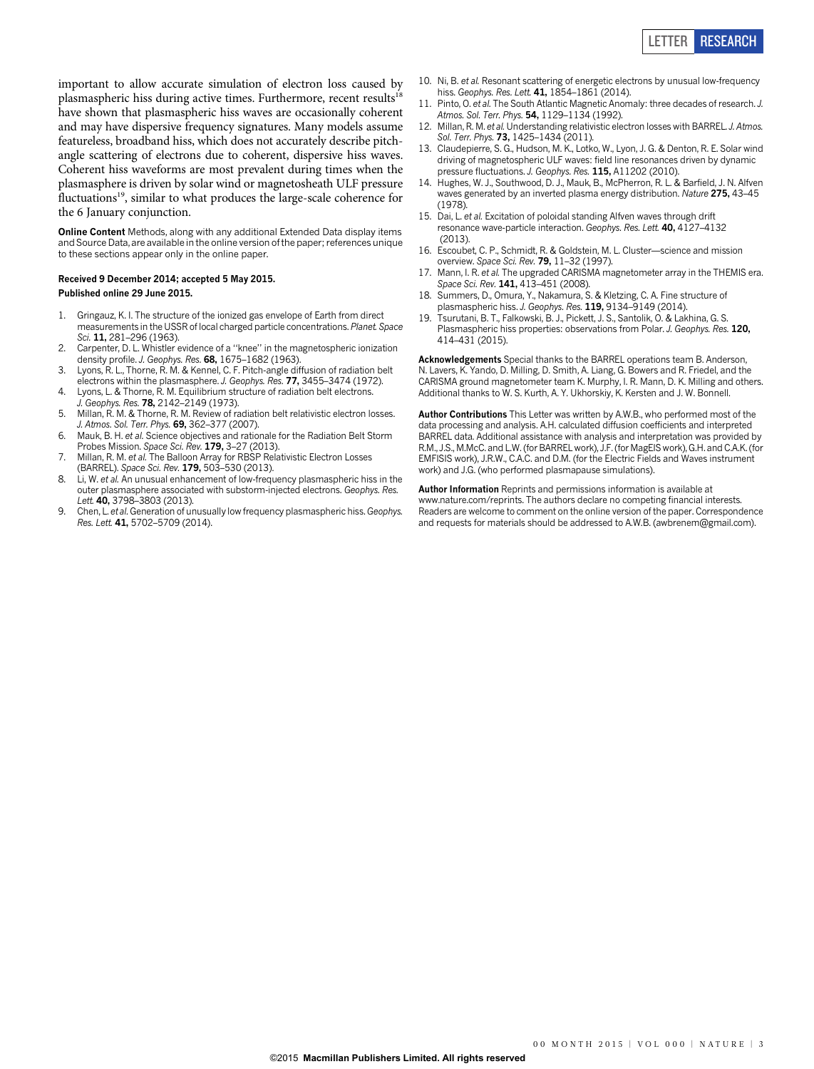important to allow accurate simulation of electron loss caused by plasmaspheric hiss during active times. Furthermore, recent results[18] have shown that plasmaspheric hiss waves are occasionally coherent and may have dispersive frequency signatures. Many models assume featureless, broadband hiss, which does not accurately describe pitch-angle scattering of electrons due to coherent, dispersive hiss waves. Coherent hiss waveforms are most prevalent during times when the plasmasphere is driven by solar wind or magnetosheath ULF pressure fluctuations[19], similar to what produces the large-scale coherence for the 6 January conjunction.

**Online Content** Methods, along with any additional Extended Data display items and Source Data, are available in the online version of the paper; references unique to these sections appear only in the online paper.

**Received 9 December 2014; accepted 5 May 2015.**
**Published online 29 June 2015.**

1. Gringauz, K. I. The structure of the ionized gas envelope of Earth from direct measurements in the USSR of local charged particle concentrations. *Planet. Space Sci.* **11,** 281–296 (1963).
2. Carpenter, D. L. Whistler evidence of a ''knee'' in the magnetospheric ionization density profile. *J. Geophys. Res.* **68,** 1675–1682 (1963).
3. Lyons, R. L., Thorne, R. M. & Kennel, C. F. Pitch-angle diffusion of radiation belt electrons within the plasmasphere. *J. Geophys. Res.* **77,** 3455–3474 (1972).
4. Lyons, L. & Thorne, R. M. Equilibrium structure of radiation belt electrons. *J. Geophys. Res.* **78,** 2142–2149 (1973).
5. Millan, R. M. & Thorne, R. M. Review of radiation belt relativistic electron losses. *J. Atmos. Sol. Terr. Phys.* **69,** 362–377 (2007).
6. Mauk, B. H. *et al.* Science objectives and rationale for the Radiation Belt Storm Probes Mission. *Space Sci. Rev.* **179,** 3–27 (2013).
7. Millan, R. M. *et al.* The Balloon Array for RBSP Relativistic Electron Losses (BARREL). *Space Sci. Rev.* **179,** 503–530 (2013).
8. Li, W. *et al.* An unusual enhancement of low-frequency plasmaspheric hiss in the outer plasmasphere associated with substorm-injected electrons. *Geophys. Res. Lett.* **40,** 3798–3803 (2013).
9. Chen, L. *et al.* Generation of unusually low frequency plasmaspheric hiss. *Geophys. Res. Lett.* **41,** 5702–5709 (2014).
10. Ni, B. *et al.* Resonant scattering of energetic electrons by unusual low-frequency hiss. *Geophys. Res. Lett.* **41,** 1854–1861 (2014).
11. Pinto, O. *et al.* The South Atlantic Magnetic Anomaly: three decades of research. *J. Atmos. Sol. Terr. Phys.* **54,** 1129–1134 (1992).
12. Millan, R. M. *et al.* Understanding relativistic electron losses with BARREL. *J. Atmos. Sol. Terr. Phys.* **73,** 1425–1434 (2011).
13. Claudepierre, S. G., Hudson, M. K., Lotko, W., Lyon, J. G. & Denton, R. E. Solar wind driving of magnetospheric ULF waves: field line resonances driven by dynamic pressure fluctuations. *J. Geophys. Res.* **115,** A11202 (2010).
14. Hughes, W. J., Southwood, D. J., Mauk, B., McPherron, R. L. & Barfield, J. N. Alfven waves generated by an inverted plasma energy distribution. *Nature* **275,** 43–45 (1978).
15. Dai, L. *et al.* Excitation of poloidal standing Alfven waves through drift resonance wave-particle interaction. *Geophys. Res. Lett.* **40,** 4127–4132 (2013).
16. Escoubet, C. P., Schmidt, R. & Goldstein, M. L. Cluster—science and mission overview. *Space Sci. Rev.* **79,** 11–32 (1997).
17. Mann, I. R. *et al.* The upgraded CARISMA magnetometer array in the THEMIS era. *Space Sci. Rev.* **141,** 413–451 (2008).
18. Summers, D., Omura, Y., Nakamura, S. & Kletzing, C. A. Fine structure of plasmaspheric hiss. *J. Geophys. Res.* **119,** 9134–9149 (2014).
19. Tsurutani, B. T., Falkowski, B. J., Pickett, J. S., Santolik, O. & Lakhina, G. S. Plasmaspheric hiss properties: observations from Polar. *J. Geophys. Res.* **120,** 414–431 (2015).

**Acknowledgements** Special thanks to the BARREL operations team B. Anderson, N. Lavers, K. Yando, D. Milling, D. Smith, A. Liang, G. Bowers and R. Friedel, and the CARISMA ground magnetometer team K. Murphy, I. R. Mann, D. K. Milling and others. Additional thanks to W. S. Kurth, A. Y. Ukhorskiy, K. Kersten and J. W. Bonnell.

**Author Contributions** This Letter was written by A.W.B., who performed most of the data processing and analysis. A.H. calculated diffusion coefficients and interpreted BARREL data. Additional assistance with analysis and interpretation was provided by R.M., J.S., M.McC. and L.W. (for BARREL work), J.F. (for MagEIS work), G.H. and C.A.K. (for EMFISIS work), J.R.W., C.A.C. and D.M. (for the Electric Fields and Waves instrument work) and J.G. (who performed plasmapause simulations).

**Author Information** Reprints and permissions information is available at www.nature.com/reprints. The authors declare no competing financial interests. Readers are welcome to comment on the online version of the paper. Correspondence and requests for materials should be addressed to A.W.B. (awbrenem@gmail.com).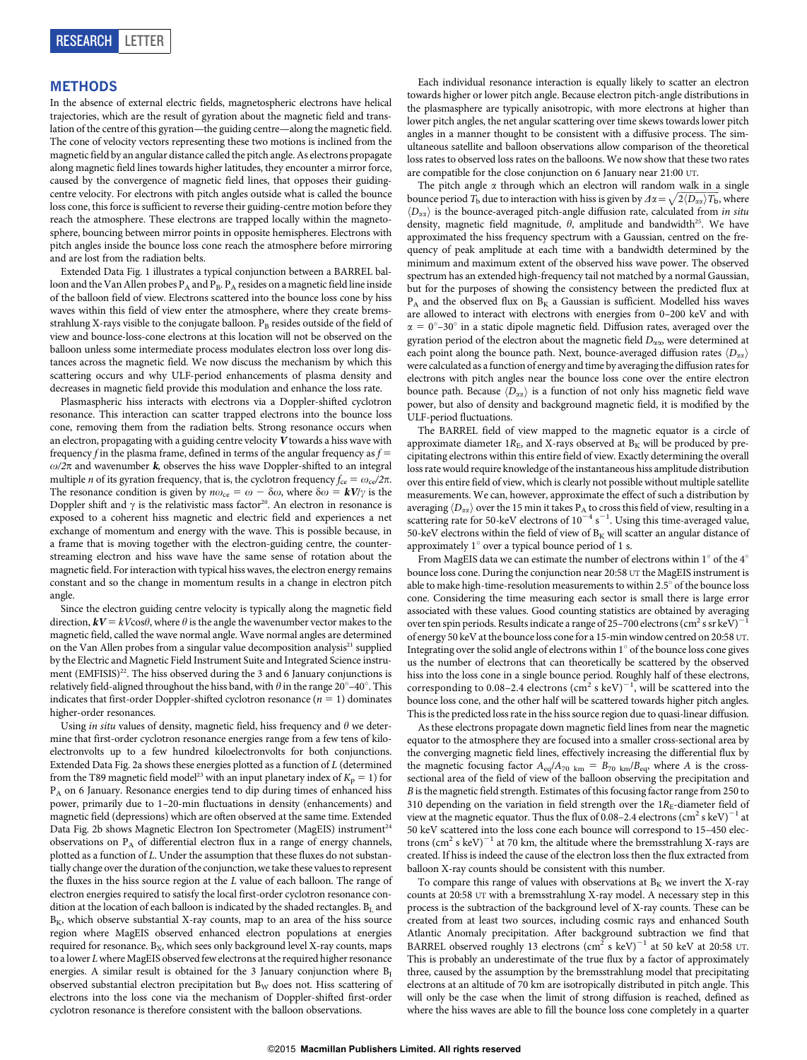## METHODS

In the absence of external electric fields, magnetospheric electrons have helical trajectories, which are the result of gyration about the magnetic field and translation of the centre of this gyration—the guiding centre—along the magnetic field. The cone of velocity vectors representing these two motions is inclined from the magnetic field by an angular distance called the pitch angle. As electrons propagate along magnetic field lines towards higher latitudes, they encounter a mirror force, caused by the convergence of magnetic field lines, that opposes their guiding-centre velocity. For electrons with pitch angles outside what is called the bounce loss cone, this force is sufficient to reverse their guiding-centre motion before they reach the atmosphere. These electrons are trapped locally within the magnetosphere, bouncing between mirror points in opposite hemispheres. Electrons with pitch angles inside the bounce loss cone reach the atmosphere before mirroring and are lost from the radiation belts.

Extended Data Fig. 1 illustrates a typical conjunction between a BARREL balloon and the Van Allen probes $P_A$ and $P_B$. $P_A$ resides on a magnetic field line inside of the balloon field of view. Electrons scattered into the bounce loss cone by hiss waves within this field of view enter the atmosphere, where they create bremsstrahlung X-rays visible to the conjugate balloon. $P_B$ resides outside of the field of view and bounce-loss-cone electrons at this location will not be observed on the balloon unless some intermediate process modulates electron loss over long distances across the magnetic field. We now discuss the mechanism by which this scattering occurs and why ULF-period enhancements of plasma density and decreases in magnetic field provide this modulation and enhance the loss rate.

Plasmaspheric hiss interacts with electrons via a Doppler-shifted cyclotron resonance. This interaction can scatter trapped electrons into the bounce loss cone, removing them from the radiation belts. Strong resonance occurs when an electron, propagating with a guiding centre velocity $\boldsymbol{V}$ towards a hiss wave with frequency $f$ in the plasma frame, defined in terms of the angular frequency as $f = \omega/2\pi$ and wavenumber $\boldsymbol{k}$, observes the hiss wave Doppler-shifted to an integral multiple $n$ of its gyration frequency, that is, the cyclotron frequency $f_{ce} = \omega_{ce}/2\pi$. The resonance condition is given by $n\omega_{ce} = \omega - \delta\omega$, where $\delta\omega = \boldsymbol{kV}/\gamma$ is the Doppler shift and $\gamma$ is the relativistic mass factor[20]. An electron in resonance is exposed to a coherent hiss magnetic and electric field and experiences a net exchange of momentum and energy with the wave. This is possible because, in a frame that is moving together with the electron-guiding centre, the counter-streaming electron and hiss wave have the same sense of rotation about the magnetic field. For interaction with typical hiss waves, the electron energy remains constant and so the change in momentum results in a change in electron pitch angle.

Since the electron guiding centre velocity is typically along the magnetic field direction, $\boldsymbol{kV} = kV\cos\theta$, where $\theta$ is the angle the wavenumber vector makes to the magnetic field, called the wave normal angle. Wave normal angles are determined on the Van Allen probes from a singular value decomposition analysis[21] supplied by the Electric and Magnetic Field Instrument Suite and Integrated Science instrument (EMFISIS)[22]. The hiss observed during the 3 and 6 January conjunctions is relatively field-aligned throughout the hiss band, with $\theta$ in the range 20°–40°. This indicates that first-order Doppler-shifted cyclotron resonance ($n = 1$) dominates higher-order resonances.

Using *in situ* values of density, magnetic field, hiss frequency and $\theta$ we determine that first-order cyclotron resonance energies range from a few tens of kiloelectronvolts up to a few hundred kiloelectronvolts for both conjunctions. Extended Data Fig. 2a shows these energies plotted as a function of $L$ (determined from the T89 magnetic field model[23] with an input planetary index of $K_P = 1$) for $P_A$ on 6 January. Resonance energies tend to dip during times of enhanced hiss power, primarily due to 1–20-min fluctuations in density (enhancements) and magnetic field (depressions) which are often observed at the same time. Extended Data Fig. 2b shows Magnetic Electron Ion Spectrometer (MagEIS) instrument[24] observations on $P_A$ of differential electron flux in a range of energy channels, plotted as a function of $L$. Under the assumption that these fluxes do not substantially change over the duration of the conjunction, we take these values to represent the fluxes in the hiss source region at the $L$ value of each balloon. The range of electron energies required to satisfy the local first-order cyclotron resonance condition at the location of each balloon is indicated by the shaded rectangles. $B_L$ and $B_K$, which observe substantial X-ray counts, map to an area of the hiss source region where MagEIS observed enhanced electron populations at energies required for resonance. $B_X$, which sees only background level X-ray counts, maps to a lower $L$ where MagEIS observed few electrons at the required higher resonance energies. A similar result is obtained for the 3 January conjunction where $B_I$ observed substantial electron precipitation but $B_W$ does not. Hiss scattering of electrons into the loss cone via the mechanism of Doppler-shifted first-order cyclotron resonance is therefore consistent with the balloon observations.

Each individual resonance interaction is equally likely to scatter an electron towards higher or lower pitch angle. Because electron pitch-angle distributions in the plasmasphere are typically anisotropic, with more electrons at higher than lower pitch angles, the net angular scattering over time skews towards lower pitch angles in a manner thought to be consistent with a diffusive process. The simultaneous satellite and balloon observations allow comparison of the theoretical loss rates to observed loss rates on the balloons. We now show that these two rates are compatible for the close conjunction on 6 January near 21:00 UT.

The pitch angle $\alpha$ through which an electron will random walk in a single bounce period $T_b$ due to interaction with hiss is given by $\Delta\alpha = \sqrt{2\langle D_{\alpha\alpha}\rangle T_b}$, where $\langle D_{\alpha\alpha}\rangle$ is the bounce-averaged pitch-angle diffusion rate, calculated from *in situ* density, magnetic field magnitude, $\theta$, amplitude and bandwidth[25]. We have approximated the hiss frequency spectrum with a Gaussian, centred on the frequency of peak amplitude at each time with a bandwidth determined by the minimum and maximum extent of the observed hiss wave power. The observed spectrum has an extended high-frequency tail not matched by a normal Gaussian, but for the purposes of showing the consistency between the predicted flux at $P_A$ and the observed flux on $B_K$ a Gaussian is sufficient. Modelled hiss waves are allowed to interact with electrons with energies from 0–200 keV and with $\alpha$ = 0°–30° in a static dipole magnetic field. Diffusion rates, averaged over the gyration period of the electron about the magnetic field $D_{\alpha\alpha}$, were determined at each point along the bounce path. Next, bounce-averaged diffusion rates $\langle D_{\alpha\alpha}\rangle$ were calculated as a function of energy and time by averaging the diffusion rates for electrons with pitch angles near the bounce loss cone over the entire electron bounce path. Because $\langle D_{\alpha\alpha}\rangle$ is a function of not only hiss magnetic field wave power, but also of density and background magnetic field, it is modified by the ULF-period fluctuations.

The BARREL field of view mapped to the magnetic equator is a circle of approximate diameter $1R_E$, and X-rays observed at $B_K$ will be produced by precipitating electrons within this entire field of view. Exactly determining the overall loss rate would require knowledge of the instantaneous hiss amplitude distribution over this entire field of view, which is clearly not possible without multiple satellite measurements. We can, however, approximate the effect of such a distribution by averaging $\langle D_{\alpha\alpha}\rangle$ over the 15 min it takes $P_A$ to cross this field of view, resulting in a scattering rate for 50-keV electrons of $10^{-4}$ s$^{-1}$. Using this time-averaged value, 50-keV electrons within the field of view of $B_K$ will scatter an angular distance of approximately 1° over a typical bounce period of 1 s.

From MagEIS data we can estimate the number of electrons within 1° of the 4° bounce loss cone. During the conjunction near 20:58 UT the MagEIS instrument is able to make high-time-resolution measurements to within 2.5° of the bounce loss cone. Considering the time measuring each sector is small there is large error associated with these values. Good counting statistics are obtained by averaging over ten spin periods. Results indicate a range of 25–700 electrons (cm$^2$ s sr keV)$^{-1}$ of energy 50 keV at the bounce loss cone for a 15-min window centred on 20:58 UT. Integrating over the solid angle of electrons within 1° of the bounce loss cone gives us the number of electrons that can theoretically be scattered by the observed hiss into the loss cone in a single bounce period. Roughly half of these electrons, corresponding to 0.08–2.4 electrons (cm$^2$ s keV)$^{-1}$, will be scattered into the bounce loss cone, and the other half will be scattered towards higher pitch angles. This is the predicted loss rate in the hiss source region due to quasi-linear diffusion.

As these electrons propagate down magnetic field lines from near the magnetic equator to the atmosphere they are focused into a smaller cross-sectional area by the converging magnetic field lines, effectively increasing the differential flux by the magnetic focusing factor $A_{eq}/A_{70\ km} = B_{70\ km}/B_{eq}$, where $A$ is the cross-sectional area of the field of view of the balloon observing the precipitation and $B$ is the magnetic field strength. Estimates of this focusing factor range from 250 to 310 depending on the variation in field strength over the $1R_E$-diameter field of view at the magnetic equator. Thus the flux of 0.08–2.4 electrons (cm$^2$ s keV)$^{-1}$ at 50 keV scattered into the loss cone each bounce will correspond to 15–450 electrons (cm$^2$ s keV)$^{-1}$ at 70 km, the altitude where the bremsstrahlung X-rays are created. If hiss is indeed the cause of the electron loss then the flux extracted from balloon X-ray counts should be consistent with this number.

To compare this range of values with observations at $B_K$ we invert the X-ray counts at 20:58 UT with a bremsstrahlung X-ray model. A necessary step in this process is the subtraction of the background level of X-ray counts. These can be created from at least two sources, including cosmic rays and enhanced South Atlantic Anomaly precipitation. After background subtraction we find that BARREL observed roughly 13 electrons (cm$^2$ s keV)$^{-1}$ at 50 keV at 20:58 UT. This is probably an underestimate of the true flux by a factor of approximately three, caused by the assumption by the bremsstrahlung model that precipitating electrons at an altitude of 70 km are isotropically distributed in pitch angle. This will only be the case when the limit of strong diffusion is reached, defined as where the hiss waves are able to fill the bounce loss cone completely in a quarter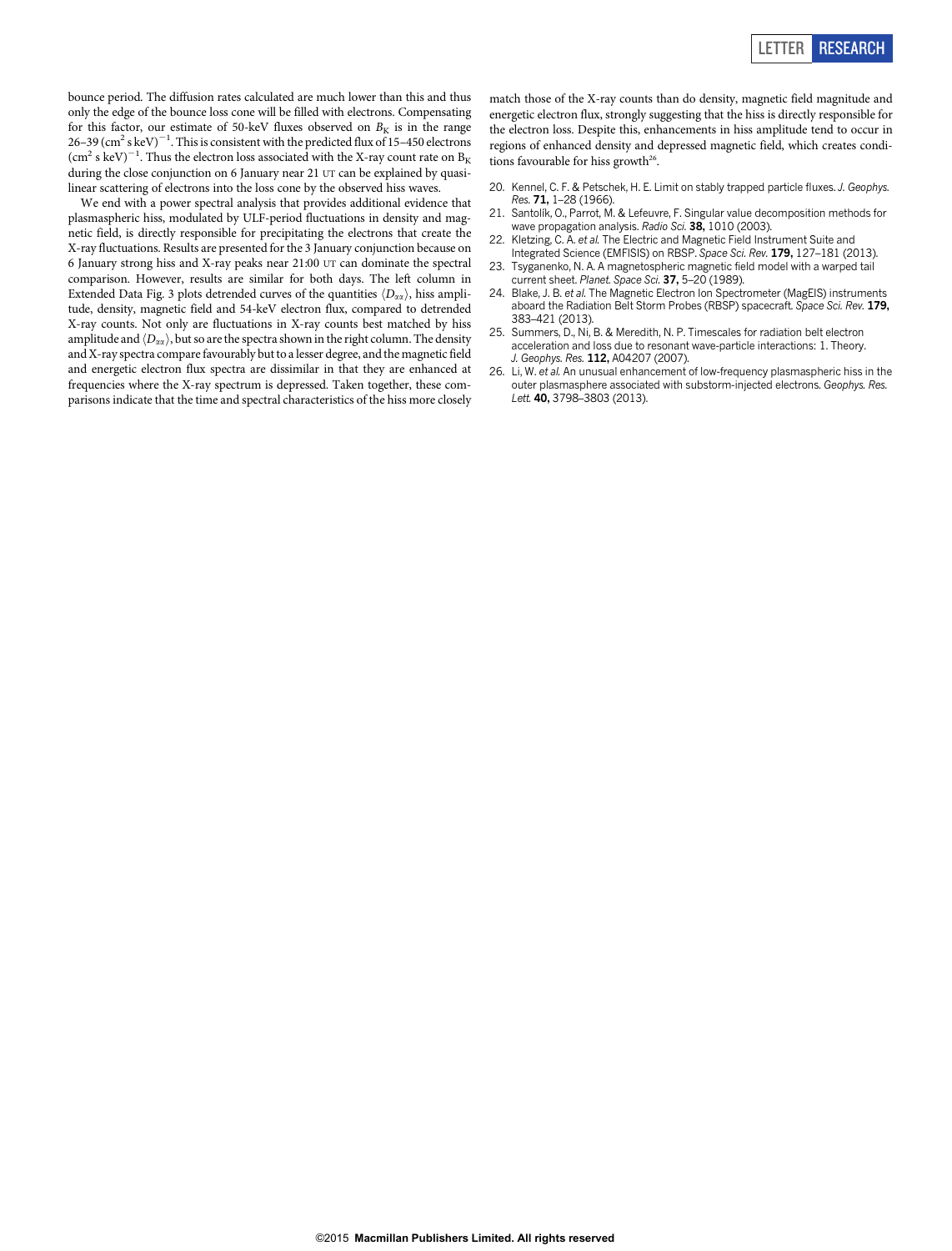bounce period. The diffusion rates calculated are much lower than this and thus only the edge of the bounce loss cone will be filled with electrons. Compensating for this factor, our estimate of 50-keV fluxes observed on $B_K$ is in the range 26–39 $(\mathrm{cm}^2\ \mathrm{s\ keV})^{-1}$. This is consistent with the predicted flux of 15–450 electrons $(\mathrm{cm}^2\ \mathrm{s\ keV})^{-1}$. Thus the electron loss associated with the X-ray count rate on $B_K$ during the close conjunction on 6 January near 21 UT can be explained by quasi-linear scattering of electrons into the loss cone by the observed hiss waves.

We end with a power spectral analysis that provides additional evidence that plasmaspheric hiss, modulated by ULF-period fluctuations in density and magnetic field, is directly responsible for precipitating the electrons that create the X-ray fluctuations. Results are presented for the 3 January conjunction because on 6 January strong hiss and X-ray peaks near 21:00 UT can dominate the spectral comparison. However, results are similar for both days. The left column in Extended Data Fig. 3 plots detrended curves of the quantities $\langle D_{\alpha\alpha} \rangle$, hiss amplitude, density, magnetic field and 54-keV electron flux, compared to detrended X-ray counts. Not only are fluctuations in X-ray counts best matched by hiss amplitude and $\langle D_{\alpha\alpha} \rangle$, but so are the spectra shown in the right column. The density and X-ray spectra compare favourably but to a lesser degree, and the magnetic field and energetic electron flux spectra are dissimilar in that they are enhanced at frequencies where the X-ray spectrum is depressed. Taken together, these comparisons indicate that the time and spectral characteristics of the hiss more closely match those of the X-ray counts than do density, magnetic field magnitude and energetic electron flux, strongly suggesting that the hiss is directly responsible for the electron loss. Despite this, enhancements in hiss amplitude tend to occur in regions of enhanced density and depressed magnetic field, which creates conditions favourable for hiss growth[26].

20. Kennel, C. F. & Petschek, H. E. Limit on stably trapped particle fluxes. *J. Geophys. Res.* **71,** 1–28 (1966).
21. Santolík, O., Parrot, M. & Lefeuvre, F. Singular value decomposition methods for wave propagation analysis. *Radio Sci.* **38,** 1010 (2003).
22. Kletzing, C. A. *et al.* The Electric and Magnetic Field Instrument Suite and Integrated Science (EMFISIS) on RBSP. *Space Sci. Rev.* **179,** 127–181 (2013).
23. Tsyganenko, N. A. A magnetospheric magnetic field model with a warped tail current sheet. *Planet. Space Sci.* **37,** 5–20 (1989).
24. Blake, J. B. *et al.* The Magnetic Electron Ion Spectrometer (MagEIS) instruments aboard the Radiation Belt Storm Probes (RBSP) spacecraft. *Space Sci. Rev.* **179,** 383–421 (2013).
25. Summers, D., Ni, B. & Meredith, N. P. Timescales for radiation belt electron acceleration and loss due to resonant wave-particle interactions: 1. Theory. *J. Geophys. Res.* **112,** A04207 (2007).
26. Li, W. *et al.* An unusual enhancement of low-frequency plasmaspheric hiss in the outer plasmasphere associated with substorm-injected electrons. *Geophys. Res. Lett.* **40,** 3798–3803 (2013).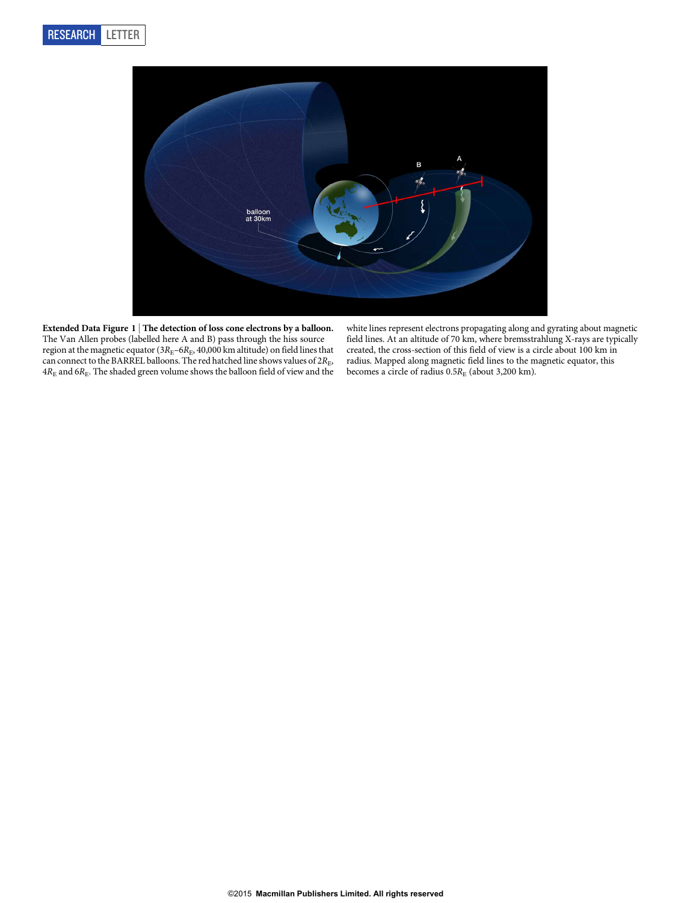**Extended Data Figure 1 | The detection of loss cone electrons by a balloon.** The Van Allen probes (labelled here A and B) pass through the hiss source region at the magnetic equator ($3R_E$–$6R_E$, 40,000 km altitude) on field lines that can connect to the BARREL balloons. The red hatched line shows values of $2R_E$, $4R_E$ and $6R_E$. The shaded green volume shows the balloon field of view and the white lines represent electrons propagating along and gyrating about magnetic field lines. At an altitude of 70 km, where bremsstrahlung X-rays are typically created, the cross-section of this field of view is a circle about 100 km in radius. Mapped along magnetic field lines to the magnetic equator, this becomes a circle of radius $0.5R_E$ (about 3,200 km).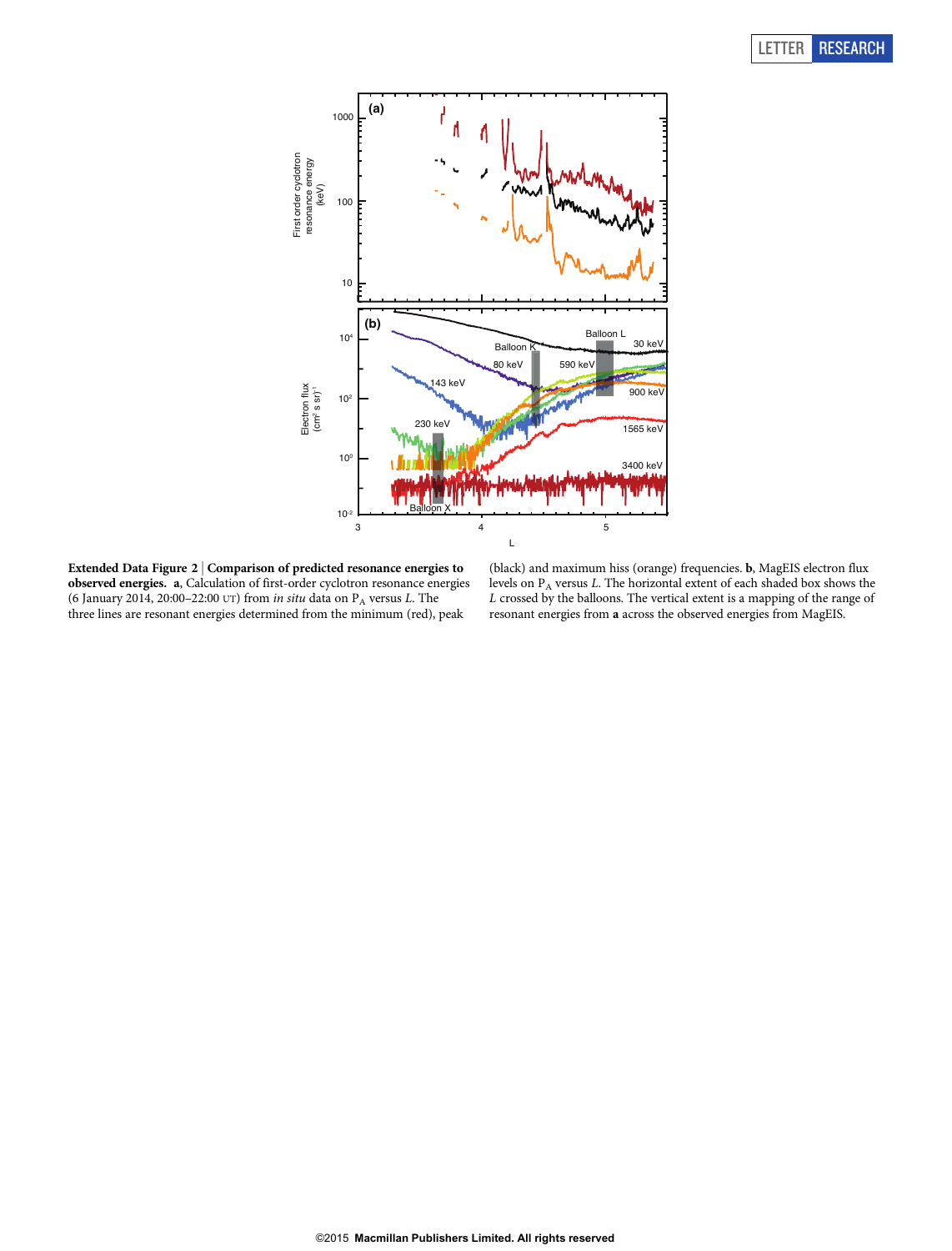**Extended Data Figure 2 | Comparison of predicted resonance energies to observed energies.** **a**, Calculation of first-order cyclotron resonance energies (6 January 2014, 20:00–22:00 UT) from *in situ* data on $P_A$ versus *L*. The three lines are resonant energies determined from the minimum (red), peak (black) and maximum hiss (orange) frequencies. **b**, MagEIS electron flux levels on $P_A$ versus *L*. The horizontal extent of each shaded box shows the *L* crossed by the balloons. The vertical extent is a mapping of the range of resonant energies from **a** across the observed energies from MagEIS.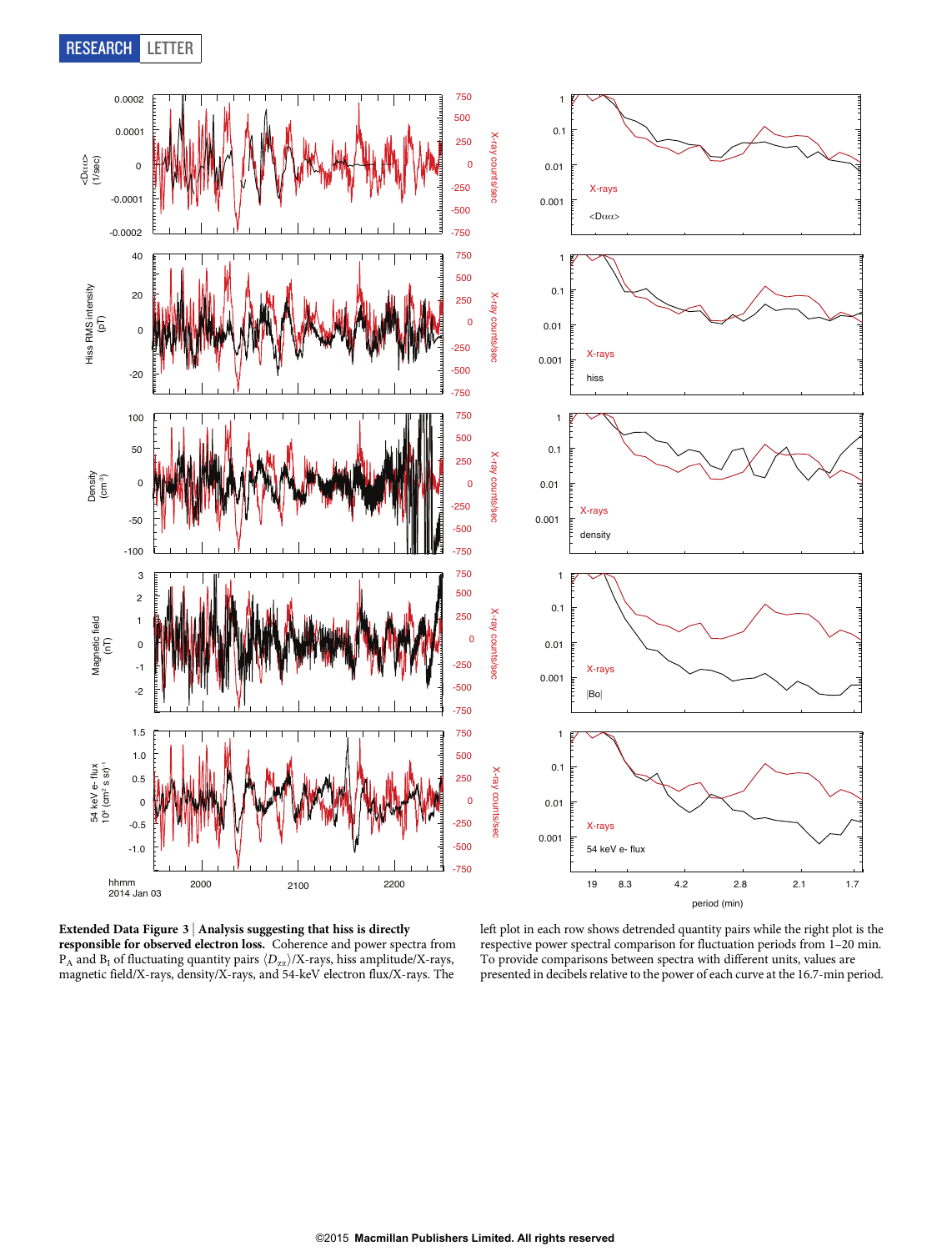<Dαα> (1/sec)

0.0002
0.0001
0
-0.0001
-0.0002

X-ray counts/sec

750
500
250
0
-250
-500
-750

1
0.1
0.01
0.001

X-rays

<Dαα>

Hiss RMS intensity (pT)

40
20
0
-20

X-ray counts/sec

750
500
250
0
-250
-500
-750

1
0.1
0.01
0.001

X-rays

hiss

Density (cm⁻³)

100
50
0
-50
-100

X-ray counts/sec

750
500
250
0
-250
-500
-750

1
0.1
0.01
0.001

X-rays

density

Magnetic field (nT)

3
2
1
0
-1
-2

X-ray counts/sec

750
500
250
0
-250
-500
-750

1
0.1
0.01
0.001

X-rays

|Bo|

54 keV e- flux $10^4$ (cm² s sr)⁻¹

1.5
1.0
0.5
0
-0.5
-1.0

X-ray counts/sec

750
500
250
0
-250
-500
-750

1
0.1
0.01
0.001

X-rays

54 keV e- flux

hhmm
2014 Jan 03

2000
2100
2200

19
8.3
4.2
2.8
2.1
1.7

period (min)

**Extended Data Figure 3 | Analysis suggesting that hiss is directly responsible for observed electron loss.** Coherence and power spectra from $P_A$ and $B_I$ of fluctuating quantity pairs $\langle D_{\alpha\alpha} \rangle$/X-rays, hiss amplitude/X-rays, magnetic field/X-rays, density/X-rays, and 54-keV electron flux/X-rays. The left plot in each row shows detrended quantity pairs while the right plot is the respective power spectral comparison for fluctuation periods from 1–20 min. To provide comparisons between spectra with different units, values are presented in decibels relative to the power of each curve at the 16.7-min period.